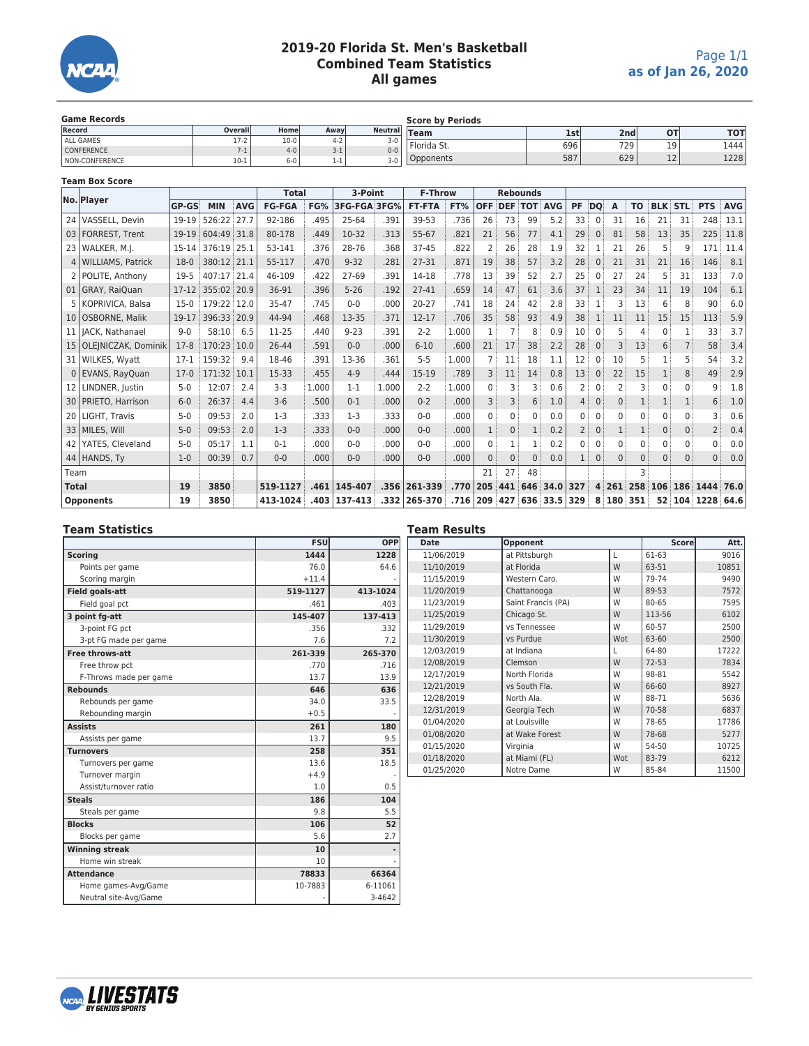# 2019-20 Florida St. Men's Basketball
## Combined Team Statistics
## All games

as of Jan 26, 2020

### Game Records

| Record | Overall | Home | Away | Neutral |
|---|---|---|---|---|
| ALL GAMES | 17-2 | 10-0 | 4-2 | 3-0 |
| CONFERENCE | 7-1 | 4-0 | 3-1 | 0-0 |
| NON-CONFERENCE | 10-1 | 6-0 | 1-1 | 3-0 |

### Score by Periods

| Team | 1st | 2nd | OT | TOT |
|---|---|---|---|---|
| Florida St. | 696 | 729 | 19 | 1444 |
| Opponents | 587 | 629 | 12 | 1228 |

### Team Box Score

| No. | Player | GP-GS | MIN | AVG | Total FG-FGA | FG% | 3-Point 3FG-FGA | 3FG% | F-Throw FT-FTA | FT% | Rebounds OFF | DEF | TOT | AVG | PF | DQ | A | TO | BLK | STL | PTS | AVG |
|---|---|---|---|---|---|---|---|---|---|---|---|---|---|---|---|---|---|---|---|---|---|---|
| 24 | VASSELL, Devin | 19-19 | 526:22 | 27.7 | 92-186 | .495 | 25-64 | .391 | 39-53 | .736 | 26 | 73 | 99 | 5.2 | 33 | 0 | 31 | 16 | 21 | 31 | 248 | 13.1 |
| 03 | FORREST, Trent | 19-19 | 604:49 | 31.8 | 80-178 | .449 | 10-32 | .313 | 55-67 | .821 | 21 | 56 | 77 | 4.1 | 29 | 0 | 81 | 58 | 13 | 35 | 225 | 11.8 |
| 23 | WALKER, M.J. | 15-14 | 376:19 | 25.1 | 53-141 | .376 | 28-76 | .368 | 37-45 | .822 | 2 | 26 | 28 | 1.9 | 32 | 1 | 21 | 26 | 5 | 9 | 171 | 11.4 |
| 4 | WILLIAMS, Patrick | 18-0 | 380:12 | 21.1 | 55-117 | .470 | 9-32 | .281 | 27-31 | .871 | 19 | 38 | 57 | 3.2 | 28 | 0 | 21 | 31 | 21 | 16 | 146 | 8.1 |
| 2 | POLITE, Anthony | 19-5 | 407:17 | 21.4 | 46-109 | .422 | 27-69 | .391 | 14-18 | .778 | 13 | 39 | 52 | 2.7 | 25 | 0 | 27 | 24 | 5 | 31 | 133 | 7.0 |
| 01 | GRAY, RaiQuan | 17-12 | 355:02 | 20.9 | 36-91 | .396 | 5-26 | .192 | 27-41 | .659 | 14 | 47 | 61 | 3.6 | 37 | 1 | 23 | 34 | 11 | 19 | 104 | 6.1 |
| 5 | KOPRIVICA, Balsa | 15-0 | 179:22 | 12.0 | 35-47 | .745 | 0-0 | .000 | 20-27 | .741 | 18 | 24 | 42 | 2.8 | 33 | 1 | 3 | 13 | 6 | 8 | 90 | 6.0 |
| 10 | OSBORNE, Malik | 19-17 | 396:33 | 20.9 | 44-94 | .468 | 13-35 | .371 | 12-17 | .706 | 35 | 58 | 93 | 4.9 | 38 | 1 | 11 | 11 | 15 | 15 | 113 | 5.9 |
| 11 | JACK, Nathanael | 9-0 | 58:10 | 6.5 | 11-25 | .440 | 9-23 | .391 | 2-2 | 1.000 | 1 | 7 | 8 | 0.9 | 10 | 0 | 5 | 4 | 0 | 1 | 33 | 3.7 |
| 15 | OLEJNICZAK, Dominik | 17-8 | 170:23 | 10.0 | 26-44 | .591 | 0-0 | .000 | 6-10 | .600 | 21 | 17 | 38 | 2.2 | 28 | 0 | 3 | 13 | 6 | 7 | 58 | 3.4 |
| 31 | WILKES, Wyatt | 17-1 | 159:32 | 9.4 | 18-46 | .391 | 13-36 | .361 | 5-5 | 1.000 | 7 | 11 | 18 | 1.1 | 12 | 0 | 10 | 5 | 1 | 5 | 54 | 3.2 |
| 0 | EVANS, RayQuan | 17-0 | 171:32 | 10.1 | 15-33 | .455 | 4-9 | .444 | 15-19 | .789 | 3 | 11 | 14 | 0.8 | 13 | 0 | 22 | 15 | 1 | 8 | 49 | 2.9 |
| 12 | LINDNER, Justin | 5-0 | 12:07 | 2.4 | 3-3 | 1.000 | 1-1 | 1.000 | 2-2 | 1.000 | 0 | 3 | 3 | 0.6 | 2 | 0 | 2 | 3 | 0 | 0 | 9 | 1.8 |
| 30 | PRIETO, Harrison | 6-0 | 26:37 | 4.4 | 3-6 | .500 | 0-1 | .000 | 0-2 | .000 | 3 | 3 | 6 | 1.0 | 4 | 0 | 0 | 1 | 1 | 1 | 6 | 1.0 |
| 20 | LIGHT, Travis | 5-0 | 09:53 | 2.0 | 1-3 | .333 | 1-3 | .333 | 0-0 | .000 | 0 | 0 | 0 | 0.0 | 0 | 0 | 0 | 0 | 0 | 0 | 3 | 0.6 |
| 33 | MILES, Will | 5-0 | 09:53 | 2.0 | 1-3 | .333 | 0-0 | .000 | 0-0 | .000 | 1 | 0 | 1 | 0.2 | 2 | 0 | 1 | 1 | 0 | 0 | 2 | 0.4 |
| 42 | YATES, Cleveland | 5-0 | 05:17 | 1.1 | 0-1 | .000 | 0-0 | .000 | 0-0 | .000 | 0 | 1 | 1 | 0.2 | 0 | 0 | 0 | 0 | 0 | 0 | 0 | 0.0 |
| 44 | HANDS, Ty | 1-0 | 00:39 | 0.7 | 0-0 | .000 | 0-0 | .000 | 0-0 | .000 | 0 | 0 | 0 | 0.0 | 1 | 0 | 0 | 0 | 0 | 0 | 0 | 0.0 |
| | Team | | | | | | | | | | 21 | 27 | 48 | | | | | 3 | | | | |
| | **Total** | 19 | 3850 | | 519-1127 | .461 | 145-407 | .356 | 261-339 | .770 | 205 | 441 | 646 | 34.0 | 327 | 4 | 261 | 258 | 106 | 186 | 1444 | 76.0 |
| | **Opponents** | 19 | 3850 | | 413-1024 | .403 | 137-413 | .332 | 265-370 | .716 | 209 | 427 | 636 | 33.5 | 329 | 8 | 180 | 351 | 52 | 104 | 1228 | 64.6 |

### Team Statistics

| | FSU | OPP |
|---|---|---|
| **Scoring** | 1444 | 1228 |
| Points per game | 76.0 | 64.6 |
| Scoring margin | +11.4 | - |
| **Field goals-att** | 519-1127 | 413-1024 |
| Field goal pct | .461 | .403 |
| **3 point fg-att** | 145-407 | 137-413 |
| 3-point FG pct | .356 | .332 |
| 3-pt FG made per game | 7.6 | 7.2 |
| **Free throws-att** | 261-339 | 265-370 |
| Free throw pct | .770 | .716 |
| F-Throws made per game | 13.7 | 13.9 |
| **Rebounds** | 646 | 636 |
| Rebounds per game | 34.0 | 33.5 |
| Rebounding margin | +0.5 | - |
| **Assists** | 261 | 180 |
| Assists per game | 13.7 | 9.5 |
| **Turnovers** | 258 | 351 |
| Turnovers per game | 13.6 | 18.5 |
| Turnover margin | +4.9 | - |
| Assist/turnover ratio | 1.0 | 0.5 |
| **Steals** | 186 | 104 |
| Steals per game | 9.8 | 5.5 |
| **Blocks** | 106 | 52 |
| Blocks per game | 5.6 | 2.7 |
| **Winning streak** | 10 | - |
| Home win streak | 10 | - |
| **Attendance** | 78833 | 66364 |
| Home games-Avg/Game | 10-7883 | 6-11061 |
| Neutral site-Avg/Game | - | 3-4642 |

### Team Results

| Date | Opponent | | Score | Att. |
|---|---|---|---|---|
| 11/06/2019 | at Pittsburgh | L | 61-63 | 9016 |
| 11/10/2019 | at Florida | W | 63-51 | 10851 |
| 11/15/2019 | Western Caro. | W | 79-74 | 9490 |
| 11/20/2019 | Chattanooga | W | 89-53 | 7572 |
| 11/23/2019 | Saint Francis (PA) | W | 80-65 | 7595 |
| 11/25/2019 | Chicago St. | W | 113-56 | 6102 |
| 11/29/2019 | vs Tennessee | W | 60-57 | 2500 |
| 11/30/2019 | vs Purdue | Wot | 63-60 | 2500 |
| 12/03/2019 | at Indiana | L | 64-80 | 17222 |
| 12/08/2019 | Clemson | W | 72-53 | 7834 |
| 12/17/2019 | North Florida | W | 98-81 | 5542 |
| 12/21/2019 | vs South Fla. | W | 66-60 | 8927 |
| 12/28/2019 | North Ala. | W | 88-71 | 5636 |
| 12/31/2019 | Georgia Tech | W | 70-58 | 6837 |
| 01/04/2020 | at Louisville | W | 78-65 | 17786 |
| 01/08/2020 | at Wake Forest | W | 78-68 | 5277 |
| 01/15/2020 | Virginia | W | 54-50 | 10725 |
| 01/18/2020 | at Miami (FL) | Wot | 83-79 | 6212 |
| 01/25/2020 | Notre Dame | W | 85-84 | 11500 |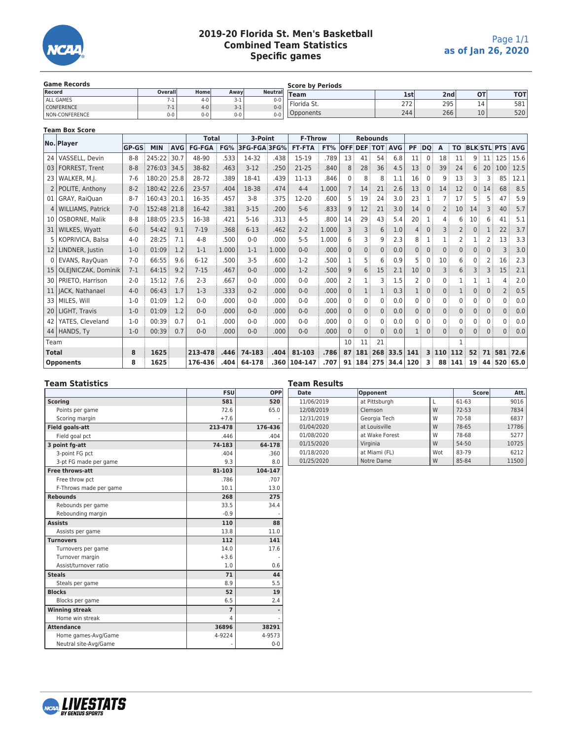# 2019-20 Florida St. Men's Basketball
## Combined Team Statistics
## Specific games

Page 1/1
as of Jan 26, 2020

### Game Records

| Record | Overall | Home | Away | Neutral |
|---|---|---|---|---|
| ALL GAMES | 7-1 | 4-0 | 3-1 | 0-0 |
| CONFERENCE | 7-1 | 4-0 | 3-1 | 0-0 |
| NON-CONFERENCE | 0-0 | 0-0 | 0-0 | 0-0 |

### Score by Periods

| Team | 1st | 2nd | OT | TOT |
|---|---|---|---|---|
| Florida St. | 272 | 295 | 14 | 581 |
| Opponents | 244 | 266 | 10 | 520 |

### Team Box Score

| No. | Player | GP-GS | MIN | AVG | Total FG-FGA | FG% | 3-Point 3FG-FGA | 3FG% | F-Throw FT-FTA | FT% | Rebounds OFF | DEF | TOT | AVG | PF | DQ | A | TO | BLK | STL | PTS | AVG |
|---|---|---|---|---|---|---|---|---|---|---|---|---|---|---|---|---|---|---|---|---|---|---|
| 24 | VASSELL, Devin | 8-8 | 245:22 | 30.7 | 48-90 | .533 | 14-32 | .438 | 15-19 | .789 | 13 | 41 | 54 | 6.8 | 11 | 0 | 18 | 11 | 9 | 11 | 125 | 15.6 |
| 03 | FORREST, Trent | 8-8 | 276:03 | 34.5 | 38-82 | .463 | 3-12 | .250 | 21-25 | .840 | 8 | 28 | 36 | 4.5 | 13 | 0 | 39 | 24 | 6 | 20 | 100 | 12.5 |
| 23 | WALKER, M.J. | 7-6 | 180:20 | 25.8 | 28-72 | .389 | 18-41 | .439 | 11-13 | .846 | 0 | 8 | 8 | 1.1 | 16 | 0 | 9 | 13 | 3 | 3 | 85 | 12.1 |
| 2 | POLITE, Anthony | 8-2 | 180:42 | 22.6 | 23-57 | .404 | 18-38 | .474 | 4-4 | 1.000 | 7 | 14 | 21 | 2.6 | 13 | 0 | 14 | 12 | 0 | 14 | 68 | 8.5 |
| 01 | GRAY, RaiQuan | 8-7 | 160:43 | 20.1 | 16-35 | .457 | 3-8 | .375 | 12-20 | .600 | 5 | 19 | 24 | 3.0 | 23 | 1 | 7 | 17 | 5 | 5 | 47 | 5.9 |
| 4 | WILLIAMS, Patrick | 7-0 | 152:48 | 21.8 | 16-42 | .381 | 3-15 | .200 | 5-6 | .833 | 9 | 12 | 21 | 3.0 | 14 | 0 | 2 | 10 | 14 | 3 | 40 | 5.7 |
| 10 | OSBORNE, Malik | 8-8 | 188:05 | 23.5 | 16-38 | .421 | 5-16 | .313 | 4-5 | .800 | 14 | 29 | 43 | 5.4 | 20 | 1 | 4 | 6 | 10 | 6 | 41 | 5.1 |
| 31 | WILKES, Wyatt | 6-0 | 54:42 | 9.1 | 7-19 | .368 | 6-13 | .462 | 2-2 | 1.000 | 3 | 3 | 6 | 1.0 | 4 | 0 | 3 | 2 | 0 | 1 | 22 | 3.7 |
| 5 | KOPRIVICA, Balsa | 4-0 | 28:25 | 7.1 | 4-8 | .500 | 0-0 | .000 | 5-5 | 1.000 | 6 | 3 | 9 | 2.3 | 8 | 1 | 1 | 2 | 1 | 2 | 13 | 3.3 |
| 12 | LINDNER, Justin | 1-0 | 01:09 | 1.2 | 1-1 | 1.000 | 1-1 | 1.000 | 0-0 | .000 | 0 | 0 | 0 | 0.0 | 0 | 0 | 0 | 0 | 0 | 0 | 3 | 3.0 |
| 0 | EVANS, RayQuan | 7-0 | 66:55 | 9.6 | 6-12 | .500 | 3-5 | .600 | 1-2 | .500 | 1 | 5 | 6 | 0.9 | 5 | 0 | 10 | 6 | 0 | 2 | 16 | 2.3 |
| 15 | OLEJNICZAK, Dominik | 7-1 | 64:15 | 9.2 | 7-15 | .467 | 0-0 | .000 | 1-2 | .500 | 9 | 6 | 15 | 2.1 | 10 | 0 | 3 | 6 | 3 | 3 | 15 | 2.1 |
| 30 | PRIETO, Harrison | 2-0 | 15:12 | 7.6 | 2-3 | .667 | 0-0 | .000 | 0-0 | .000 | 2 | 1 | 3 | 1.5 | 2 | 0 | 0 | 1 | 1 | 1 | 4 | 2.0 |
| 11 | JACK, Nathanael | 4-0 | 06:43 | 1.7 | 1-3 | .333 | 0-2 | .000 | 0-0 | .000 | 0 | 1 | 1 | 0.3 | 1 | 0 | 0 | 1 | 0 | 0 | 2 | 0.5 |
| 33 | MILES, Will | 1-0 | 01:09 | 1.2 | 0-0 | .000 | 0-0 | .000 | 0-0 | .000 | 0 | 0 | 0 | 0.0 | 0 | 0 | 0 | 0 | 0 | 0 | 0 | 0.0 |
| 20 | LIGHT, Travis | 1-0 | 01:09 | 1.2 | 0-0 | .000 | 0-0 | .000 | 0-0 | .000 | 0 | 0 | 0 | 0.0 | 0 | 0 | 0 | 0 | 0 | 0 | 0 | 0.0 |
| 42 | YATES, Cleveland | 1-0 | 00:39 | 0.7 | 0-1 | .000 | 0-0 | .000 | 0-0 | .000 | 0 | 0 | 0 | 0.0 | 0 | 0 | 0 | 0 | 0 | 0 | 0 | 0.0 |
| 44 | HANDS, Ty | 1-0 | 00:39 | 0.7 | 0-0 | .000 | 0-0 | .000 | 0-0 | .000 | 0 | 0 | 0 | 0.0 | 1 | 0 | 0 | 0 | 0 | 0 | 0 | 0.0 |
| | Team | | | | | | | | | | 10 | 11 | 21 | | | | | 1 | | | | |
| | **Total** | 8 | 1625 | | 213-478 | .446 | 74-183 | .404 | 81-103 | .786 | 87 | 181 | 268 | 33.5 | 141 | 3 | 110 | 112 | 52 | 71 | 581 | 72.6 |
| | **Opponents** | 8 | 1625 | | 176-436 | .404 | 64-178 | .360 | 104-147 | .707 | 91 | 184 | 275 | 34.4 | 120 | 3 | 88 | 141 | 19 | 44 | 520 | 65.0 |

### Team Statistics

| | FSU | OPP |
|---|---|---|
| **Scoring** | 581 | 520 |
| Points per game | 72.6 | 65.0 |
| Scoring margin | +7.6 | - |
| **Field goals-att** | 213-478 | 176-436 |
| Field goal pct | .446 | .404 |
| **3 point fg-att** | 74-183 | 64-178 |
| 3-point FG pct | .404 | .360 |
| 3-pt FG made per game | 9.3 | 8.0 |
| **Free throws-att** | 81-103 | 104-147 |
| Free throw pct | .786 | .707 |
| F-Throws made per game | 10.1 | 13.0 |
| **Rebounds** | 268 | 275 |
| Rebounds per game | 33.5 | 34.4 |
| Rebounding margin | -0.9 | - |
| **Assists** | 110 | 88 |
| Assists per game | 13.8 | 11.0 |
| **Turnovers** | 112 | 141 |
| Turnovers per game | 14.0 | 17.6 |
| Turnover margin | +3.6 | - |
| Assist/turnover ratio | 1.0 | 0.6 |
| **Steals** | 71 | 44 |
| Steals per game | 8.9 | 5.5 |
| **Blocks** | 52 | 19 |
| Blocks per game | 6.5 | 2.4 |
| **Winning streak** | 7 | - |
| Home win streak | 4 | - |
| **Attendance** | 36896 | 38291 |
| Home games-Avg/Game | 4-9224 | 4-9573 |
| Neutral site-Avg/Game | - | 0-0 |

### Team Results

| Date | Opponent | | Score | Att. |
|---|---|---|---|---|
| 11/06/2019 | at Pittsburgh | L | 61-63 | 9016 |
| 12/08/2019 | Clemson | W | 72-53 | 7834 |
| 12/31/2019 | Georgia Tech | W | 70-58 | 6837 |
| 01/04/2020 | at Louisville | W | 78-65 | 17786 |
| 01/08/2020 | at Wake Forest | W | 78-68 | 5277 |
| 01/15/2020 | Virginia | W | 54-50 | 10725 |
| 01/18/2020 | at Miami (FL) | Wot | 83-79 | 6212 |
| 01/25/2020 | Notre Dame | W | 85-84 | 11500 |